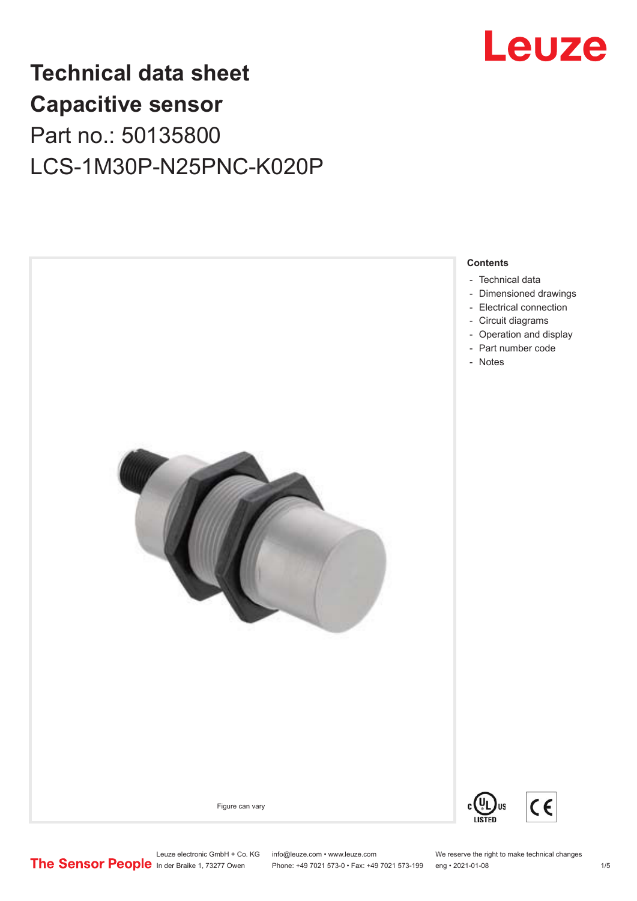# Technical data sheet
# Capacitive sensor

Part no.: 50135800

LCS-1M30P-N25PNC-K020P

Figure can vary

**Contents**

- Technical data
- Dimensioned drawings
- Electrical connection
- Circuit diagrams
- Operation and display
- Part number code
- Notes

Leuze electronic GmbH + Co. KG
In der Braike 1, 73277 Owen

info@leuze.com • www.leuze.com
Phone: +49 7021 573-0 • Fax: +49 7021 573-199

We reserve the right to make technical changes
eng • 2021-01-08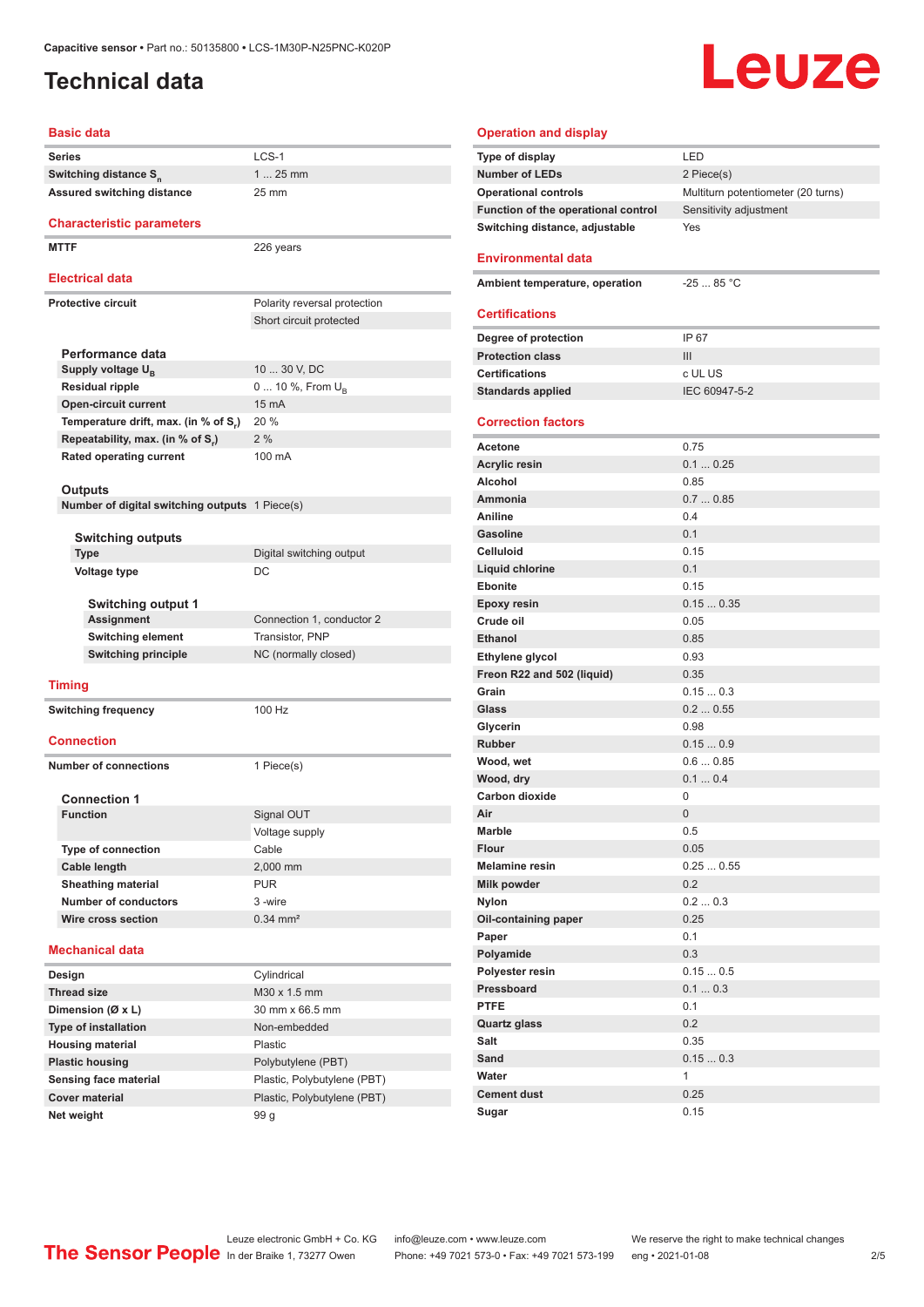# Technical data

## Basic data

| | |
|---|---|
| Series | LCS-1 |
| Switching distance $S_n$ | 1 ... 25 mm |
| Assured switching distance | 25 mm |

## Characteristic parameters

| | |
|---|---|
| MTTF | 226 years |

## Electrical data

| | |
|---|---|
| Protective circuit | Polarity reversal protection |
| | Short circuit protected |

### Performance data

| | |
|---|---|
| Supply voltage $U_B$ | 10 ... 30 V, DC |
| Residual ripple | 0 ... 10 %, From $U_B$ |
| Open-circuit current | 15 mA |
| Temperature drift, max. (in % of $S_r$) | 20 % |
| Repeatability, max. (in % of $S_r$) | 2 % |
| Rated operating current | 100 mA |

### Outputs

| | |
|---|---|
| Number of digital switching outputs | 1 Piece(s) |

#### Switching outputs

| | |
|---|---|
| Type | Digital switching output |
| Voltage type | DC |

##### Switching output 1

| | |
|---|---|
| Assignment | Connection 1, conductor 2 |
| Switching element | Transistor, PNP |
| Switching principle | NC (normally closed) |

## Timing

| | |
|---|---|
| Switching frequency | 100 Hz |

## Connection

| | |
|---|---|
| Number of connections | 1 Piece(s) |

### Connection 1

| | |
|---|---|
| Function | Signal OUT |
| | Voltage supply |
| Type of connection | Cable |
| Cable length | 2,000 mm |
| Sheathing material | PUR |
| Number of conductors | 3 -wire |
| Wire cross section | 0.34 mm² |

## Mechanical data

| | |
|---|---|
| Design | Cylindrical |
| Thread size | M30 x 1.5 mm |
| Dimension (Ø x L) | 30 mm x 66.5 mm |
| Type of installation | Non-embedded |
| Housing material | Plastic |
| Plastic housing | Polybutylene (PBT) |
| Sensing face material | Plastic, Polybutylene (PBT) |
| Cover material | Plastic, Polybutylene (PBT) |
| Net weight | 99 g |

## Operation and display

| | |
|---|---|
| Type of display | LED |
| Number of LEDs | 2 Piece(s) |
| Operational controls | Multiturn potentiometer (20 turns) |
| Function of the operational control | Sensitivity adjustment |
| Switching distance, adjustable | Yes |

## Environmental data

| | |
|---|---|
| Ambient temperature, operation | -25 ... 85 °C |

## Certifications

| | |
|---|---|
| Degree of protection | IP 67 |
| Protection class | III |
| Certifications | c UL US |
| Standards applied | IEC 60947-5-2 |

## Correction factors

| | |
|---|---|
| Acetone | 0.75 |
| Acrylic resin | 0.1 ... 0.25 |
| Alcohol | 0.85 |
| Ammonia | 0.7 ... 0.85 |
| Aniline | 0.4 |
| Gasoline | 0.1 |
| Celluloid | 0.15 |
| Liquid chlorine | 0.1 |
| Ebonite | 0.15 |
| Epoxy resin | 0.15 ... 0.35 |
| Crude oil | 0.05 |
| Ethanol | 0.85 |
| Ethylene glycol | 0.93 |
| Freon R22 and 502 (liquid) | 0.35 |
| Grain | 0.15 ... 0.3 |
| Glass | 0.2 ... 0.55 |
| Glycerin | 0.98 |
| Rubber | 0.15 ... 0.9 |
| Wood, wet | 0.6 ... 0.85 |
| Wood, dry | 0.1 ... 0.4 |
| Carbon dioxide | 0 |
| Air | 0 |
| Marble | 0.5 |
| Flour | 0.05 |
| Melamine resin | 0.25 ... 0.55 |
| Milk powder | 0.2 |
| Nylon | 0.2 ... 0.3 |
| Oil-containing paper | 0.25 |
| Paper | 0.1 |
| Polyamide | 0.3 |
| Polyester resin | 0.15 ... 0.5 |
| Pressboard | 0.1 ... 0.3 |
| PTFE | 0.1 |
| Quartz glass | 0.2 |
| Salt | 0.35 |
| Sand | 0.15 ... 0.3 |
| Water | 1 |
| Cement dust | 0.25 |
| Sugar | 0.15 |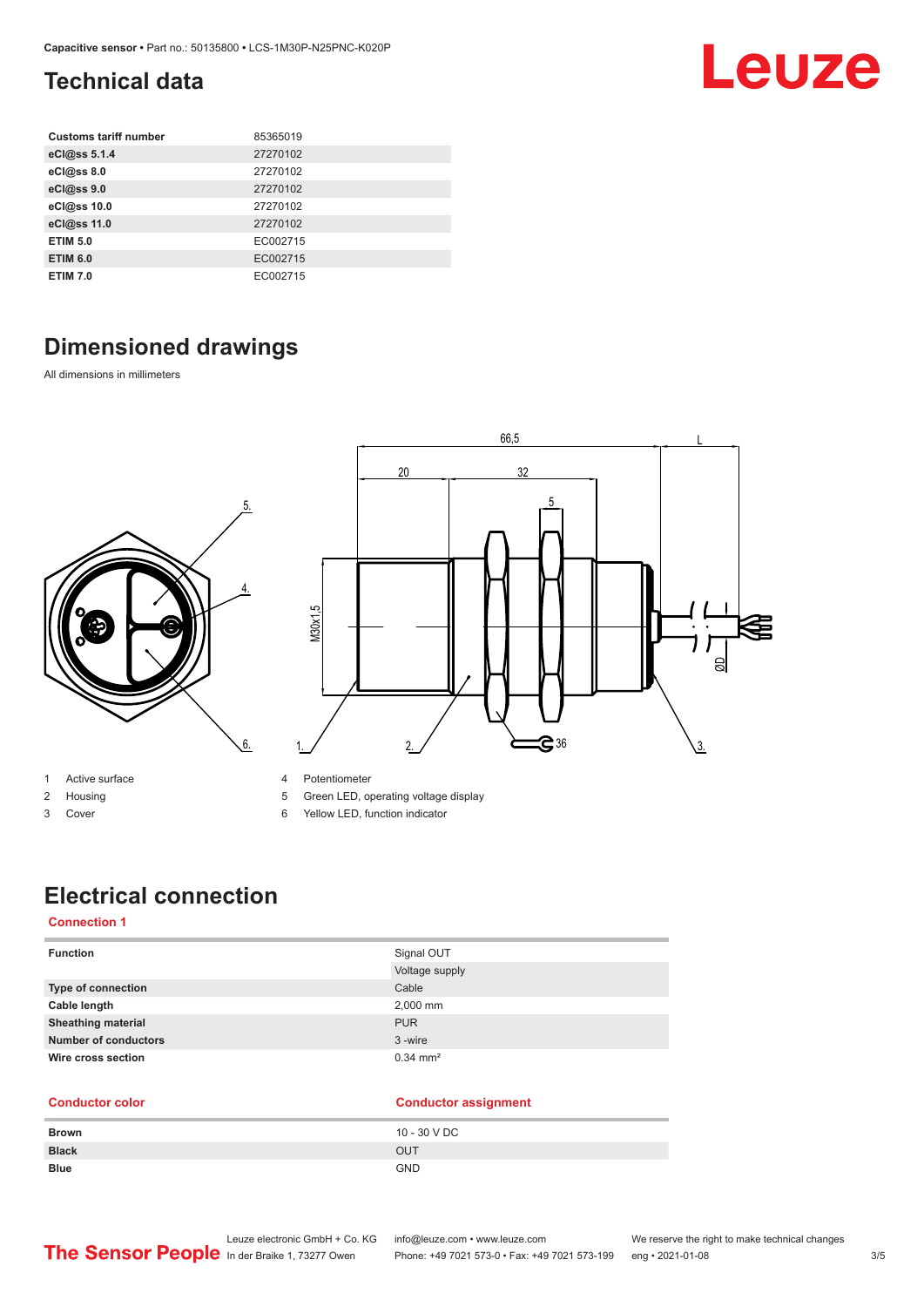## Technical data

| | |
|---|---|
| **Customs tariff number** | 85365019 |
| **eCl@ss 5.1.4** | 27270102 |
| **eCl@ss 8.0** | 27270102 |
| **eCl@ss 9.0** | 27270102 |
| **eCl@ss 10.0** | 27270102 |
| **eCl@ss 11.0** | 27270102 |
| **ETIM 5.0** | EC002715 |
| **ETIM 6.0** | EC002715 |
| **ETIM 7.0** | EC002715 |

## Dimensioned drawings

All dimensions in millimeters

1 Active surface
2 Housing
3 Cover
4 Potentiometer
5 Green LED, operating voltage display
6 Yellow LED, function indicator

## Electrical connection

### Connection 1

| | |
|---|---|
| **Function** | Signal OUT |
| | Voltage supply |
| **Type of connection** | Cable |
| **Cable length** | 2,000 mm |
| **Sheathing material** | PUR |
| **Number of conductors** | 3 -wire |
| **Wire cross section** | 0.34 mm² |

| Conductor color | Conductor assignment |
|---|---|
| **Brown** | 10 - 30 V DC |
| **Black** | OUT |
| **Blue** | GND |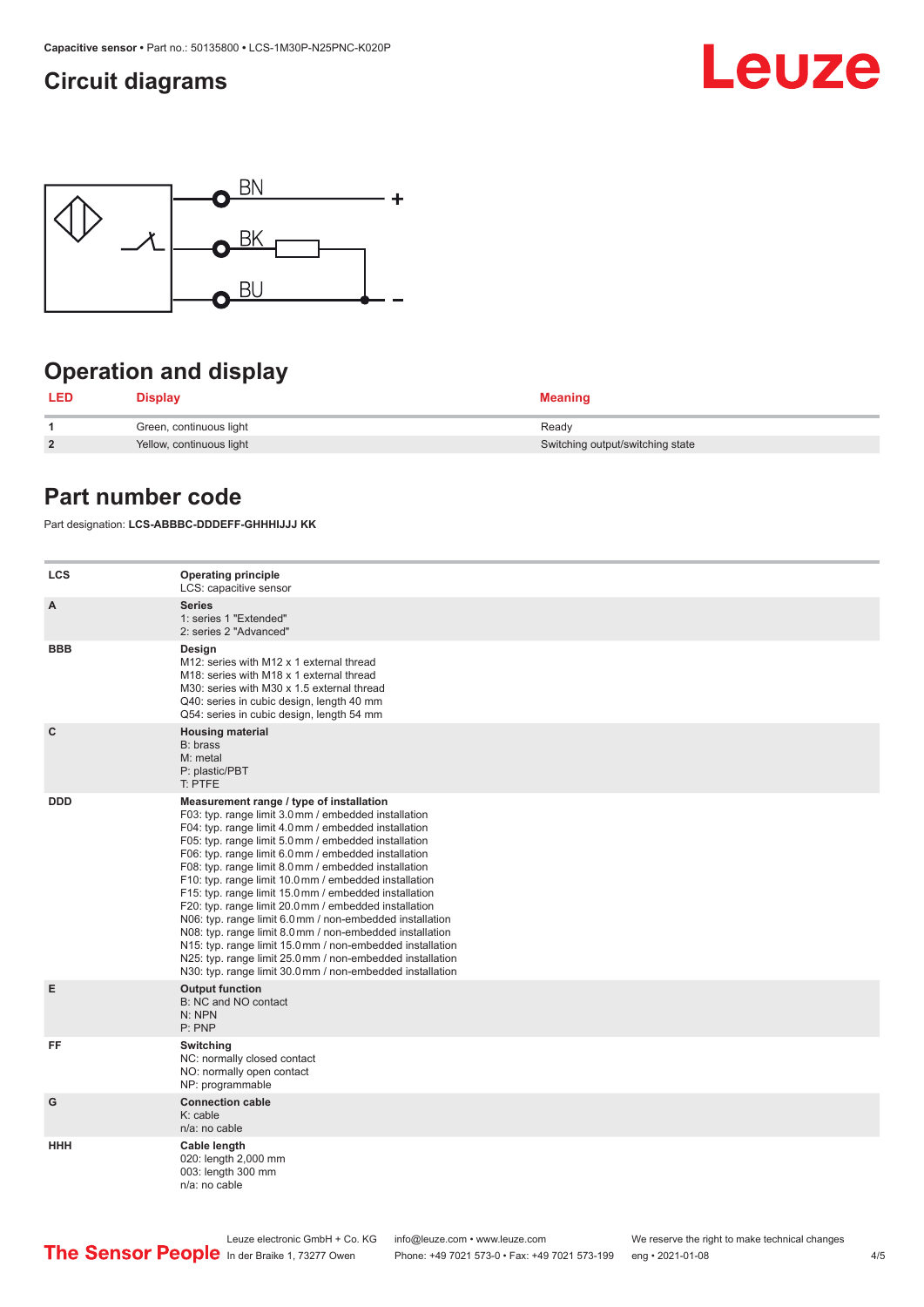## Circuit diagrams

BN +

BK

BU –

## Operation and display

| LED | Display | Meaning |
|---|---|---|
| 1 | Green, continuous light | Ready |
| 2 | Yellow, continuous light | Switching output/switching state |

## Part number code

Part designation: **LCS-ABBBC-DDDEFF-GHHHIJJJ KK**

| | |
|---|---|
| LCS | **Operating principle**<br>LCS: capacitive sensor |
| A | **Series**<br>1: series 1 "Extended"<br>2: series 2 "Advanced" |
| BBB | **Design**<br>M12: series with M12 x 1 external thread<br>M18: series with M18 x 1 external thread<br>M30: series with M30 x 1.5 external thread<br>Q40: series in cubic design, length 40 mm<br>Q54: series in cubic design, length 54 mm |
| C | **Housing material**<br>B: brass<br>M: metal<br>P: plastic/PBT<br>T: PTFE |
| DDD | **Measurement range / type of installation**<br>F03: typ. range limit 3.0 mm / embedded installation<br>F04: typ. range limit 4.0 mm / embedded installation<br>F05: typ. range limit 5.0 mm / embedded installation<br>F06: typ. range limit 6.0 mm / embedded installation<br>F08: typ. range limit 8.0 mm / embedded installation<br>F10: typ. range limit 10.0 mm / embedded installation<br>F15: typ. range limit 15.0 mm / embedded installation<br>F20: typ. range limit 20.0 mm / embedded installation<br>N06: typ. range limit 6.0 mm / non-embedded installation<br>N08: typ. range limit 8.0 mm / non-embedded installation<br>N15: typ. range limit 15.0 mm / non-embedded installation<br>N25: typ. range limit 25.0 mm / non-embedded installation<br>N30: typ. range limit 30.0 mm / non-embedded installation |
| E | **Output function**<br>B: NC and NO contact<br>N: NPN<br>P: PNP |
| FF | **Switching**<br>NC: normally closed contact<br>NO: normally open contact<br>NP: programmable |
| G | **Connection cable**<br>K: cable<br>n/a: no cable |
| HHH | **Cable length**<br>020: length 2,000 mm<br>003: length 300 mm<br>n/a: no cable |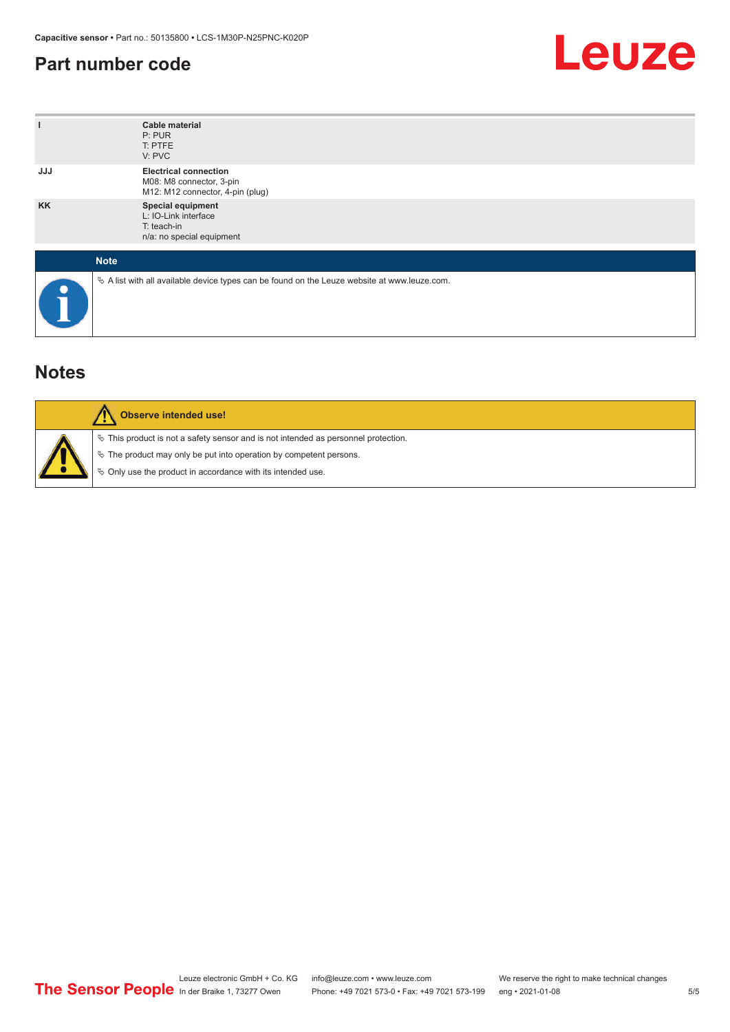## Part number code

| | |
|---|---|
| I | **Cable material**<br>P: PUR<br>T: PTFE<br>V: PVC |
| JJJ | **Electrical connection**<br>M08: M8 connector, 3-pin<br>M12: M12 connector, 4-pin (plug) |
| KK | **Special equipment**<br>L: IO-Link interface<br>T: teach-in<br>n/a: no special equipment |

**Note**

↳ A list with all available device types can be found on the Leuze website at www.leuze.com.

## Notes

**Observe intended use!**

↳ This product is not a safety sensor and is not intended as personnel protection.

↳ The product may only be put into operation by competent persons.

↳ Only use the product in accordance with its intended use.